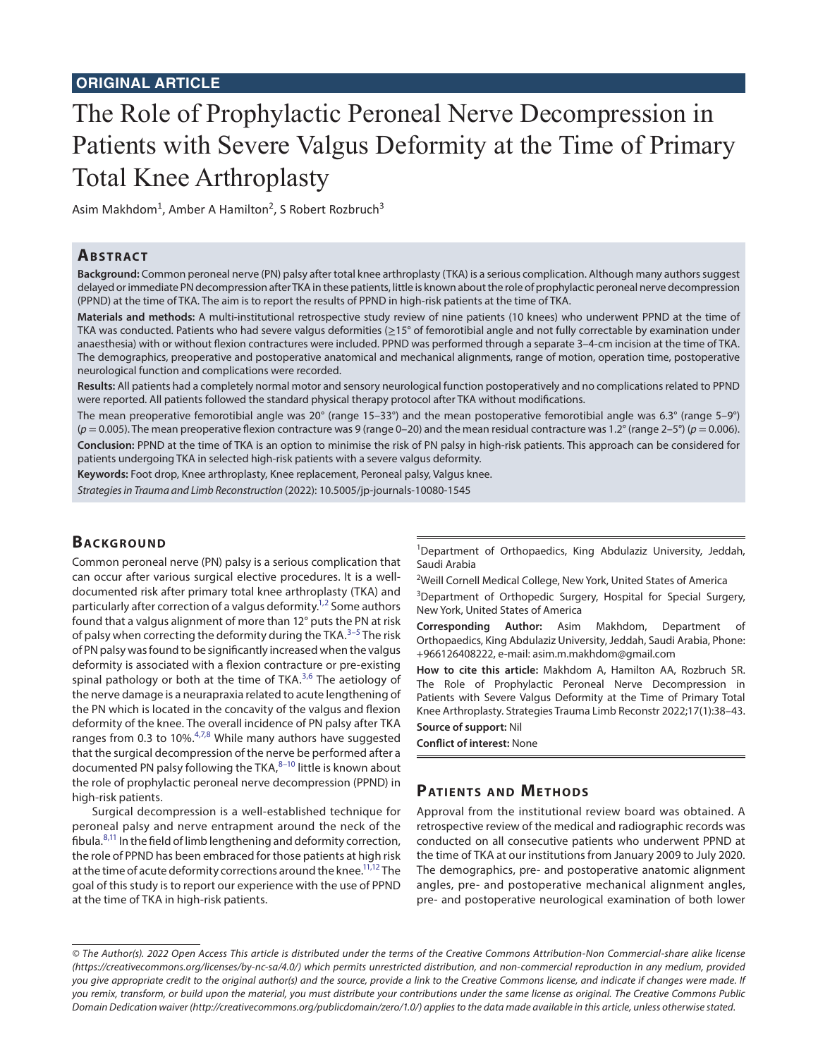ORIGINAL ARTICLE

# The Role of Prophylactic Peroneal Nerve Decompression in Patients with Severe Valgus Deformity at the Time of Primary Total Knee Arthroplasty

Asim Makhdom[1], Amber A Hamilton[2], S Robert Rozbruch[3]

## Abstract

**Background:** Common peroneal nerve (PN) palsy after total knee arthroplasty (TKA) is a serious complication. Although many authors suggest delayed or immediate PN decompression after TKA in these patients, little is known about the role of prophylactic peroneal nerve decompression (PPND) at the time of TKA. The aim is to report the results of PPND in high-risk patients at the time of TKA.

**Materials and methods:** A multi-institutional retrospective study review of nine patients (10 knees) who underwent PPND at the time of TKA was conducted. Patients who had severe valgus deformities (≥15° of femorotibial angle and not fully correctable by examination under anaesthesia) with or without flexion contractures were included. PPND was performed through a separate 3–4-cm incision at the time of TKA. The demographics, preoperative and postoperative anatomical and mechanical alignments, range of motion, operation time, postoperative neurological function and complications were recorded.

**Results:** All patients had a completely normal motor and sensory neurological function postoperatively and no complications related to PPND were reported. All patients followed the standard physical therapy protocol after TKA without modifications.

The mean preoperative femorotibial angle was 20° (range 15–33°) and the mean postoperative femorotibial angle was 6.3° (range 5–9°) ($p = 0.005$). The mean preoperative flexion contracture was 9 (range 0–20) and the mean residual contracture was 1.2° (range 2–5°) ($p = 0.006$).

**Conclusion:** PPND at the time of TKA is an option to minimise the risk of PN palsy in high-risk patients. This approach can be considered for patients undergoing TKA in selected high-risk patients with a severe valgus deformity.

**Keywords:** Foot drop, Knee arthroplasty, Knee replacement, Peroneal palsy, Valgus knee.

*Strategies in Trauma and Limb Reconstruction* (2022): 10.5005/jp-journals-10080-1545

## Background

Common peroneal nerve (PN) palsy is a serious complication that can occur after various surgical elective procedures. It is a well-documented risk after primary total knee arthroplasty (TKA) and particularly after correction of a valgus deformity.[1,2] Some authors found that a valgus alignment of more than 12° puts the PN at risk of palsy when correcting the deformity during the TKA.[3–5] The risk of PN palsy was found to be significantly increased when the valgus deformity is associated with a flexion contracture or pre-existing spinal pathology or both at the time of TKA.[3,6] The aetiology of the nerve damage is a neurapraxia related to acute lengthening of the PN which is located in the concavity of the valgus and flexion deformity of the knee. The overall incidence of PN palsy after TKA ranges from 0.3 to 10%.[4,7,8] While many authors have suggested that the surgical decompression of the nerve be performed after a documented PN palsy following the TKA,[8–10] little is known about the role of prophylactic peroneal nerve decompression (PPND) in high-risk patients.

Surgical decompression is a well-established technique for peroneal palsy and nerve entrapment around the neck of the fibula.[8,11] In the field of limb lengthening and deformity correction, the role of PPND has been embraced for those patients at high risk at the time of acute deformity corrections around the knee.[11,12] The goal of this study is to report our experience with the use of PPND at the time of TKA in high-risk patients.

[1]Department of Orthopaedics, King Abdulaziz University, Jeddah, Saudi Arabia

[2]Weill Cornell Medical College, New York, United States of America

[3]Department of Orthopedic Surgery, Hospital for Special Surgery, New York, United States of America

**Corresponding Author:** Asim Makhdom, Department of Orthopaedics, King Abdulaziz University, Jeddah, Saudi Arabia, Phone: +966126408222, e-mail: asim.m.makhdom@gmail.com

**How to cite this article:** Makhdom A, Hamilton AA, Rozbruch SR. The Role of Prophylactic Peroneal Nerve Decompression in Patients with Severe Valgus Deformity at the Time of Primary Total Knee Arthroplasty. Strategies Trauma Limb Reconstr 2022;17(1):38–43.

**Source of support:** Nil

**Conflict of interest:** None

## Patients and Methods

Approval from the institutional review board was obtained. A retrospective review of the medical and radiographic records was conducted on all consecutive patients who underwent PPND at the time of TKA at our institutions from January 2009 to July 2020. The demographics, pre- and postoperative anatomic alignment angles, pre- and postoperative mechanical alignment angles, pre- and postoperative neurological examination of both lower

*© The Author(s). 2022 Open Access This article is distributed under the terms of the Creative Commons Attribution-Non Commercial-share alike license (https://creativecommons.org/licenses/by-nc-sa/4.0/) which permits unrestricted distribution, and non-commercial reproduction in any medium, provided you give appropriate credit to the original author(s) and the source, provide a link to the Creative Commons license, and indicate if changes were made. If you remix, transform, or build upon the material, you must distribute your contributions under the same license as original. The Creative Commons Public Domain Dedication waiver (http://creativecommons.org/publicdomain/zero/1.0/) applies to the data made available in this article, unless otherwise stated.*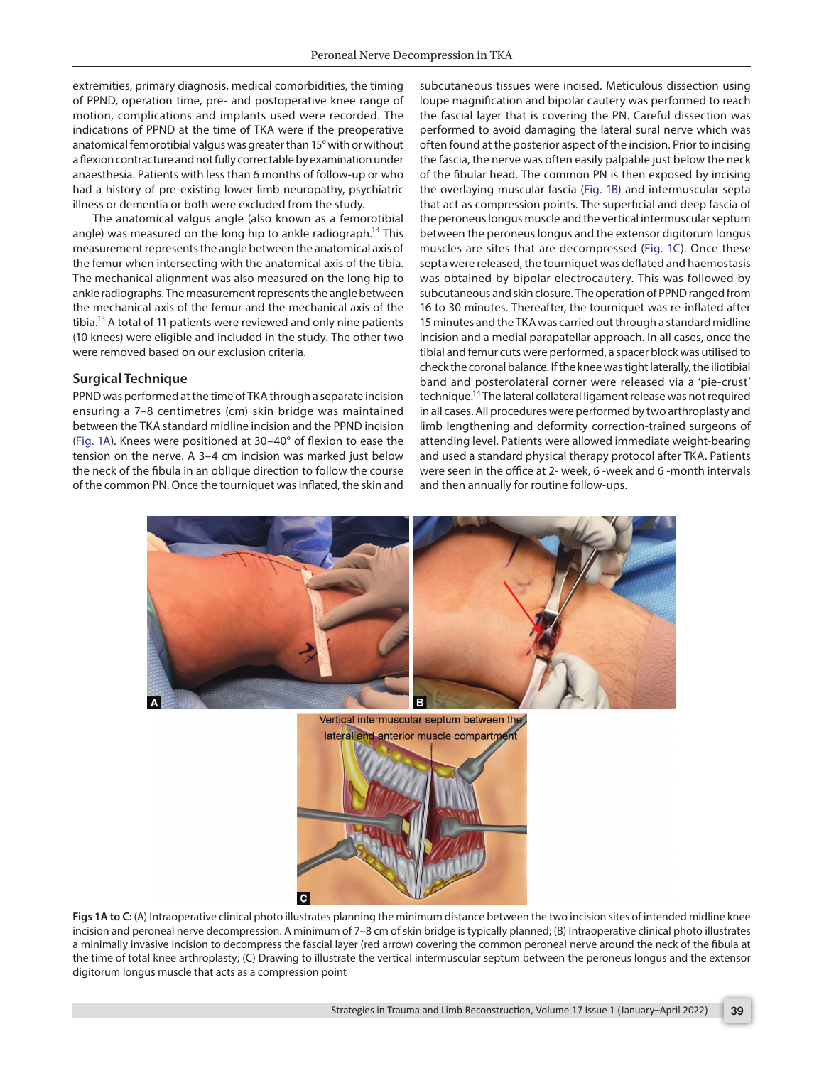extremities, primary diagnosis, medical comorbidities, the timing of PPND, operation time, pre- and postoperative knee range of motion, complications and implants used were recorded. The indications of PPND at the time of TKA were if the preoperative anatomical femorotibial valgus was greater than 15° with or without a flexion contracture and not fully correctable by examination under anaesthesia. Patients with less than 6 months of follow-up or who had a history of pre-existing lower limb neuropathy, psychiatric illness or dementia or both were excluded from the study.

The anatomical valgus angle (also known as a femorotibial angle) was measured on the long hip to ankle radiograph.[13] This measurement represents the angle between the anatomical axis of the femur when intersecting with the anatomical axis of the tibia. The mechanical alignment was also measured on the long hip to ankle radiographs. The measurement represents the angle between the mechanical axis of the femur and the mechanical axis of the tibia.[13] A total of 11 patients were reviewed and only nine patients (10 knees) were eligible and included in the study. The other two were removed based on our exclusion criteria.

## Surgical Technique

PPND was performed at the time of TKA through a separate incision ensuring a 7–8 centimetres (cm) skin bridge was maintained between the TKA standard midline incision and the PPND incision (Fig. 1A). Knees were positioned at 30–40° of flexion to ease the tension on the nerve. A 3–4 cm incision was marked just below the neck of the fibula in an oblique direction to follow the course of the common PN. Once the tourniquet was inflated, the skin and subcutaneous tissues were incised. Meticulous dissection using loupe magnification and bipolar cautery was performed to reach the fascial layer that is covering the PN. Careful dissection was performed to avoid damaging the lateral sural nerve which was often found at the posterior aspect of the incision. Prior to incising the fascia, the nerve was often easily palpable just below the neck of the fibular head. The common PN is then exposed by incising the overlaying muscular fascia (Fig. 1B) and intermuscular septa that act as compression points. The superficial and deep fascia of the peroneus longus muscle and the vertical intermuscular septum between the peroneus longus and the extensor digitorum longus muscles are sites that are decompressed (Fig. 1C). Once these septa were released, the tourniquet was deflated and haemostasis was obtained by bipolar electrocautery. This was followed by subcutaneous and skin closure. The operation of PPND ranged from 16 to 30 minutes. Thereafter, the tourniquet was re-inflated after 15 minutes and the TKA was carried out through a standard midline incision and a medial parapatellar approach. In all cases, once the tibial and femur cuts were performed, a spacer block was utilised to check the coronal balance. If the knee was tight laterally, the iliotibial band and posterolateral corner were released via a 'pie-crust' technique.[14] The lateral collateral ligament release was not required in all cases. All procedures were performed by two arthroplasty and limb lengthening and deformity correction-trained surgeons of attending level. Patients were allowed immediate weight-bearing and used a standard physical therapy protocol after TKA. Patients were seen in the office at 2- week, 6 -week and 6 -month intervals and then annually for routine follow-ups.

**Figs 1A to C:** (A) Intraoperative clinical photo illustrates planning the minimum distance between the two incision sites of intended midline knee incision and peroneal nerve decompression. A minimum of 7–8 cm of skin bridge is typically planned; (B) Intraoperative clinical photo illustrates a minimally invasive incision to decompress the fascial layer (red arrow) covering the common peroneal nerve around the neck of the fibula at the time of total knee arthroplasty; (C) Drawing to illustrate the vertical intermuscular septum between the peroneus longus and the extensor digitorum longus muscle that acts as a compression point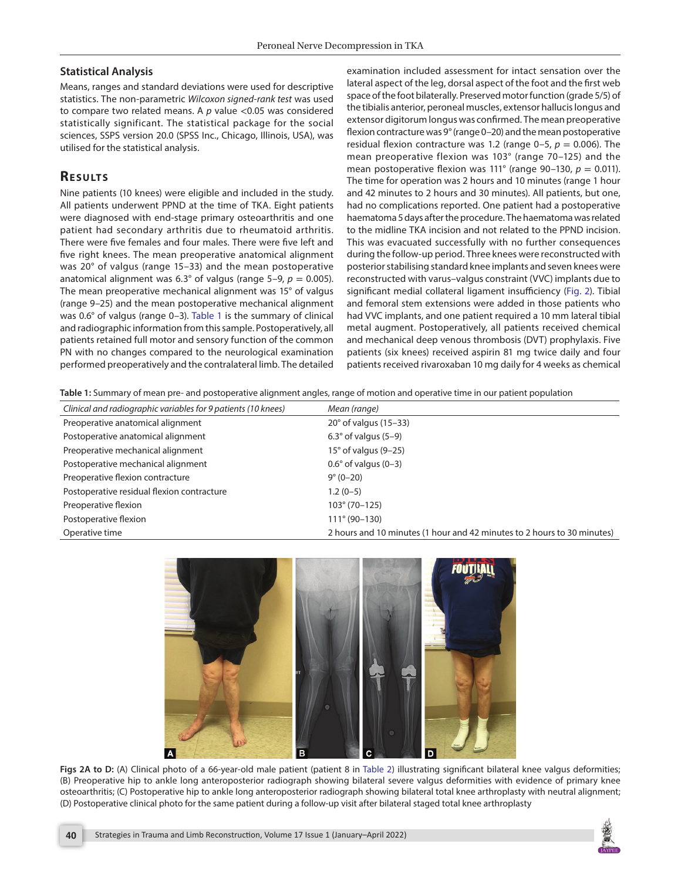### Statistical Analysis

Means, ranges and standard deviations were used for descriptive statistics. The non-parametric *Wilcoxon signed-rank test* was used to compare two related means. A $p$ value <0.05 was considered statistically significant. The statistical package for the social sciences, SSPS version 20.0 (SPSS Inc., Chicago, Illinois, USA), was utilised for the statistical analysis.

## Results

Nine patients (10 knees) were eligible and included in the study. All patients underwent PPND at the time of TKA. Eight patients were diagnosed with end-stage primary osteoarthritis and one patient had secondary arthritis due to rheumatoid arthritis. There were five females and four males. There were five left and five right knees. The mean preoperative anatomical alignment was 20° of valgus (range 15–33) and the mean postoperative anatomical alignment was 6.3° of valgus (range 5–9, $p = 0.005$). The mean preoperative mechanical alignment was 15° of valgus (range 9–25) and the mean postoperative mechanical alignment was 0.6° of valgus (range 0–3). Table 1 is the summary of clinical and radiographic information from this sample. Postoperatively, all patients retained full motor and sensory function of the common PN with no changes compared to the neurological examination performed preoperatively and the contralateral limb. The detailed examination included assessment for intact sensation over the lateral aspect of the leg, dorsal aspect of the foot and the first web space of the foot bilaterally. Preserved motor function (grade 5/5) of the tibialis anterior, peroneal muscles, extensor hallucis longus and extensor digitorum longus was confirmed. The mean preoperative flexion contracture was 9° (range 0–20) and the mean postoperative residual flexion contracture was 1.2 (range 0–5, $p = 0.006$). The mean preoperative flexion was 103° (range 70–125) and the mean postoperative flexion was 111° (range 90–130, $p = 0.011$). The time for operation was 2 hours and 10 minutes (range 1 hour and 42 minutes to 2 hours and 30 minutes). All patients, but one, had no complications reported. One patient had a postoperative haematoma 5 days after the procedure. The haematoma was related to the midline TKA incision and not related to the PPND incision. This was evacuated successfully with no further consequences during the follow-up period. Three knees were reconstructed with posterior stabilising standard knee implants and seven knees were reconstructed with varus–valgus constraint (VVC) implants due to significant medial collateral ligament insufficiency (Fig. 2). Tibial and femoral stem extensions were added in those patients who had VVC implants, and one patient required a 10 mm lateral tibial metal augment. Postoperatively, all patients received chemical and mechanical deep venous thrombosis (DVT) prophylaxis. Five patients (six knees) received aspirin 81 mg twice daily and four patients received rivaroxaban 10 mg daily for 4 weeks as chemical

**Table 1:** Summary of mean pre- and postoperative alignment angles, range of motion and operative time in our patient population

| *Clinical and radiographic variables for 9 patients (10 knees)* | *Mean (range)* |
|---|---|
| Preoperative anatomical alignment | 20° of valgus (15–33) |
| Postoperative anatomical alignment | 6.3° of valgus (5–9) |
| Preoperative mechanical alignment | 15° of valgus (9–25) |
| Postoperative mechanical alignment | 0.6° of valgus (0–3) |
| Preoperative flexion contracture | 9° (0–20) |
| Postoperative residual flexion contracture | 1.2 (0–5) |
| Preoperative flexion | 103° (70–125) |
| Postoperative flexion | 111° (90–130) |
| Operative time | 2 hours and 10 minutes (1 hour and 42 minutes to 2 hours to 30 minutes) |

**Figs 2A to D:** (A) Clinical photo of a 66-year-old male patient (patient 8 in Table 2) illustrating significant bilateral knee valgus deformities; (B) Preoperative hip to ankle long anteroposterior radiograph showing bilateral severe valgus deformities with evidence of primary knee osteoarthritis; (C) Postoperative hip to ankle long anteroposterior radiograph showing bilateral total knee arthroplasty with neutral alignment; (D) Postoperative clinical photo for the same patient during a follow-up visit after bilateral staged total knee arthroplasty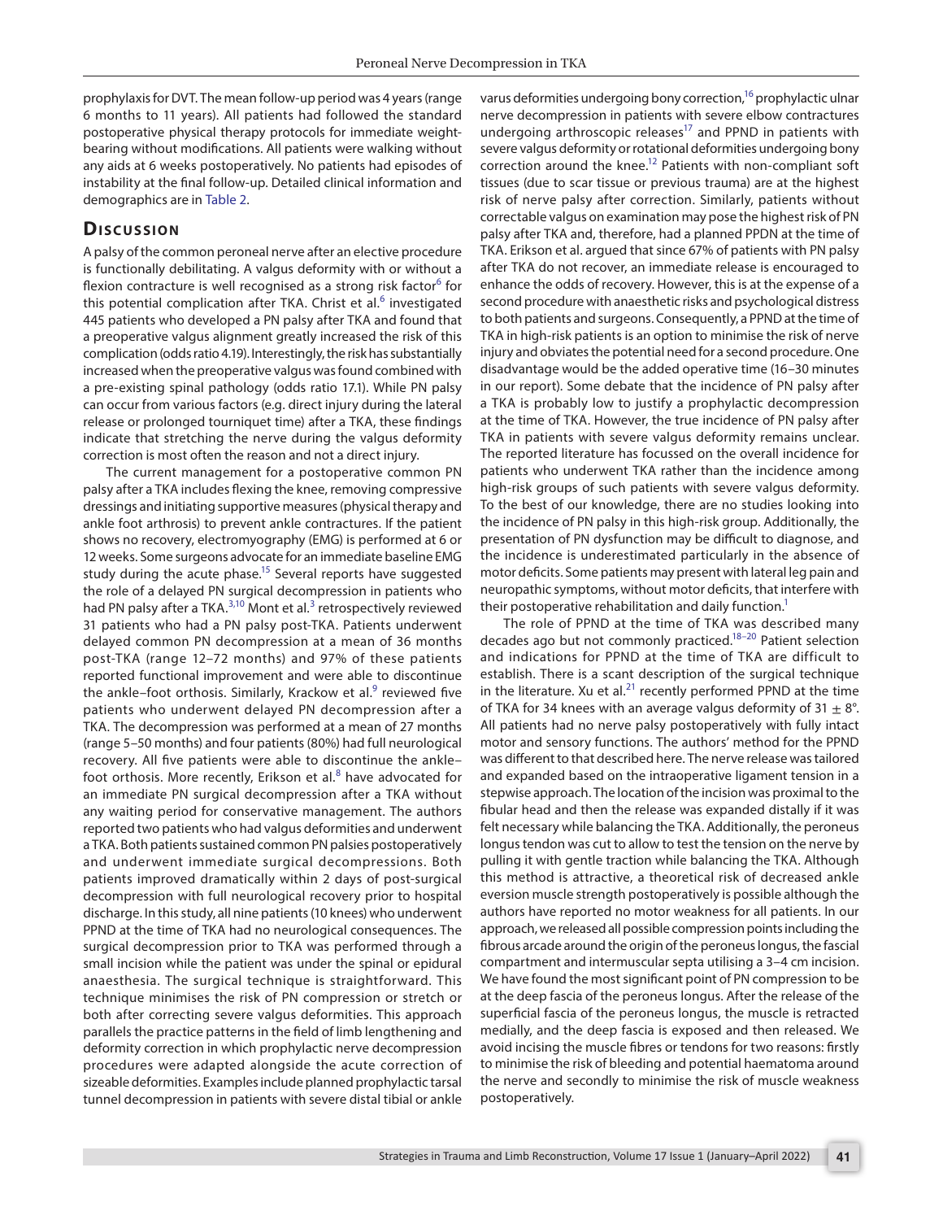prophylaxis for DVT. The mean follow-up period was 4 years (range 6 months to 11 years). All patients had followed the standard postoperative physical therapy protocols for immediate weight-bearing without modifications. All patients were walking without any aids at 6 weeks postoperatively. No patients had episodes of instability at the final follow-up. Detailed clinical information and demographics are in Table 2.

## Discussion

A palsy of the common peroneal nerve after an elective procedure is functionally debilitating. A valgus deformity with or without a flexion contracture is well recognised as a strong risk factor[6] for this potential complication after TKA. Christ et al.[6] investigated 445 patients who developed a PN palsy after TKA and found that a preoperative valgus alignment greatly increased the risk of this complication (odds ratio 4.19). Interestingly, the risk has substantially increased when the preoperative valgus was found combined with a pre-existing spinal pathology (odds ratio 17.1). While PN palsy can occur from various factors (e.g. direct injury during the lateral release or prolonged tourniquet time) after a TKA, these findings indicate that stretching the nerve during the valgus deformity correction is most often the reason and not a direct injury.

The current management for a postoperative common PN palsy after a TKA includes flexing the knee, removing compressive dressings and initiating supportive measures (physical therapy and ankle foot arthrosis) to prevent ankle contractures. If the patient shows no recovery, electromyography (EMG) is performed at 6 or 12 weeks. Some surgeons advocate for an immediate baseline EMG study during the acute phase.[15] Several reports have suggested the role of a delayed PN surgical decompression in patients who had PN palsy after a TKA.[3,10] Mont et al.[3] retrospectively reviewed 31 patients who had a PN palsy post-TKA. Patients underwent delayed common PN decompression at a mean of 36 months post-TKA (range 12–72 months) and 97% of these patients reported functional improvement and were able to discontinue the ankle–foot orthosis. Similarly, Krackow et al.[9] reviewed five patients who underwent delayed PN decompression after a TKA. The decompression was performed at a mean of 27 months (range 5–50 months) and four patients (80%) had full neurological recovery. All five patients were able to discontinue the ankle–foot orthosis. More recently, Erikson et al.[8] have advocated for an immediate PN surgical decompression after a TKA without any waiting period for conservative management. The authors reported two patients who had valgus deformities and underwent a TKA. Both patients sustained common PN palsies postoperatively and underwent immediate surgical decompressions. Both patients improved dramatically within 2 days of post-surgical decompression with full neurological recovery prior to hospital discharge. In this study, all nine patients (10 knees) who underwent PPND at the time of TKA had no neurological consequences. The surgical decompression prior to TKA was performed through a small incision while the patient was under the spinal or epidural anaesthesia. The surgical technique is straightforward. This technique minimises the risk of PN compression or stretch or both after correcting severe valgus deformities. This approach parallels the practice patterns in the field of limb lengthening and deformity correction in which prophylactic nerve decompression procedures were adapted alongside the acute correction of sizeable deformities. Examples include planned prophylactic tarsal tunnel decompression in patients with severe distal tibial or ankle varus deformities undergoing bony correction,[16] prophylactic ulnar nerve decompression in patients with severe elbow contractures undergoing arthroscopic releases[17] and PPND in patients with severe valgus deformity or rotational deformities undergoing bony correction around the knee.[12] Patients with non-compliant soft tissues (due to scar tissue or previous trauma) are at the highest risk of nerve palsy after correction. Similarly, patients without correctable valgus on examination may pose the highest risk of PN palsy after TKA and, therefore, had a planned PPDN at the time of TKA. Erikson et al. argued that since 67% of patients with PN palsy after TKA do not recover, an immediate release is encouraged to enhance the odds of recovery. However, this is at the expense of a second procedure with anaesthetic risks and psychological distress to both patients and surgeons. Consequently, a PPND at the time of TKA in high-risk patients is an option to minimise the risk of nerve injury and obviates the potential need for a second procedure. One disadvantage would be the added operative time (16–30 minutes in our report). Some debate that the incidence of PN palsy after a TKA is probably low to justify a prophylactic decompression at the time of TKA. However, the true incidence of PN palsy after TKA in patients with severe valgus deformity remains unclear. The reported literature has focussed on the overall incidence for patients who underwent TKA rather than the incidence among high-risk groups of such patients with severe valgus deformity. To the best of our knowledge, there are no studies looking into the incidence of PN palsy in this high-risk group. Additionally, the presentation of PN dysfunction may be difficult to diagnose, and the incidence is underestimated particularly in the absence of motor deficits. Some patients may present with lateral leg pain and neuropathic symptoms, without motor deficits, that interfere with their postoperative rehabilitation and daily function.[1]

The role of PPND at the time of TKA was described many decades ago but not commonly practiced.[18–20] Patient selection and indications for PPND at the time of TKA are difficult to establish. There is a scant description of the surgical technique in the literature. Xu et al.[21] recently performed PPND at the time of TKA for 34 knees with an average valgus deformity of 31 ± 8°. All patients had no nerve palsy postoperatively with fully intact motor and sensory functions. The authors' method for the PPND was different to that described here. The nerve release was tailored and expanded based on the intraoperative ligament tension in a stepwise approach. The location of the incision was proximal to the fibular head and then the release was expanded distally if it was felt necessary while balancing the TKA. Additionally, the peroneus longus tendon was cut to allow to test the tension on the nerve by pulling it with gentle traction while balancing the TKA. Although this method is attractive, a theoretical risk of decreased ankle eversion muscle strength postoperatively is possible although the authors have reported no motor weakness for all patients. In our approach, we released all possible compression points including the fibrous arcade around the origin of the peroneus longus, the fascial compartment and intermuscular septa utilising a 3–4 cm incision. We have found the most significant point of PN compression to be at the deep fascia of the peroneus longus. After the release of the superficial fascia of the peroneus longus, the muscle is retracted medially, and the deep fascia is exposed and then released. We avoid incising the muscle fibres or tendons for two reasons: firstly to minimise the risk of bleeding and potential haematoma around the nerve and secondly to minimise the risk of muscle weakness postoperatively.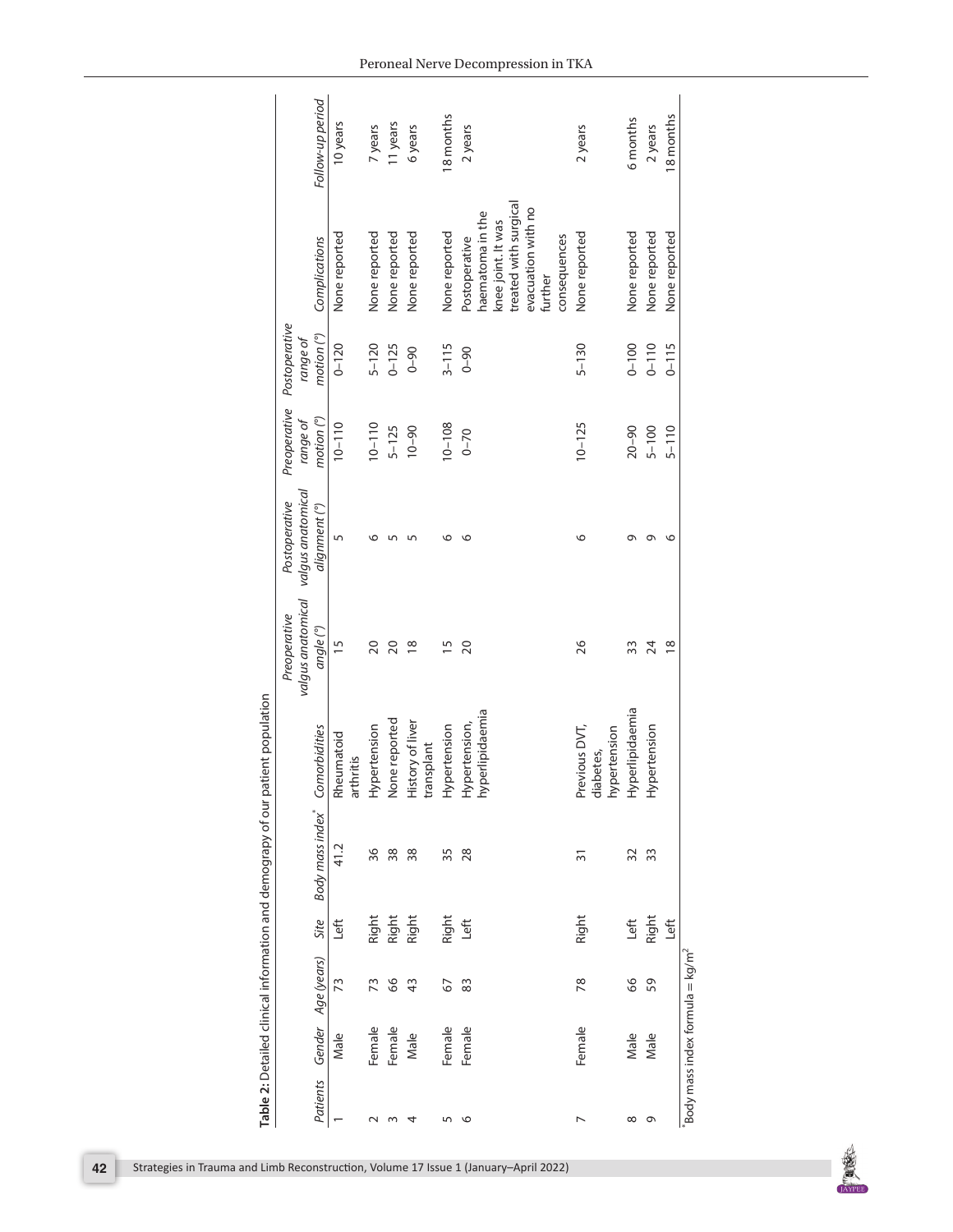**Table 2:** Detailed clinical information and demography of our patient population

| *Patients* | *Gender* | *Age (years)* | *Site* | *Body mass index*[*] | *Comorbidities* | *Preoperative valgus anatomical angle (°)* | *Postoperative valgus anatomical alignment (°)* | *Preoperative range of motion (°)* | *Postoperative range of motion (°)* | *Complications* | *Follow-up period* |
|---|---|---|---|---|---|---|---|---|---|---|---|
| 1 | Male | 73 | Left | 41.2 | Rheumatoid arthritis | 15 | 5 | 10–110 | 0–120 | None reported | 10 years |
| 2 | Female | 73 | Right | 36 | Hypertension | 20 | 6 | 10–110 | 5–120 | None reported | 7 years |
| 3 | Female | 66 | Right | 38 | None reported | 20 | 5 | 5–125 | 0–125 | None reported | 11 years |
| 4 | Male | 43 | Right | 38 | History of liver transplant | 18 | 5 | 10–90 | 0–90 | None reported | 6 years |
| 5 | Female | 67 | Right | 35 | Hypertension | 15 | 6 | 10–108 | 3–115 | None reported | 18 months |
| 6 | Female | 83 | Left | 28 | Hypertension, hyperlipidaemia | 20 | 6 | 0–70 | 0–90 | Postoperative haematoma in the knee joint. It was treated with surgical evacuation with no further consequences | 2 years |
| 7 | Female | 78 | Right | 31 | Previous DVT, diabetes, hypertension | 26 | 6 | 10–125 | 5–130 | None reported | 2 years |
| 8 | Male | 66 | Left | 32 | Hyperlipidaemia | 33 | 9 | 20–90 | 0–100 | None reported | 6 months |
| 9 | Male | 59 | Right | 33 | Hypertension | 24 | 9 | 5–100 | 0–110 | None reported | 2 years |
| | | | Left | | | 18 | 6 | 5–110 | 0–115 | None reported | 18 months |

[*]Body mass index formula = $kg/m^2$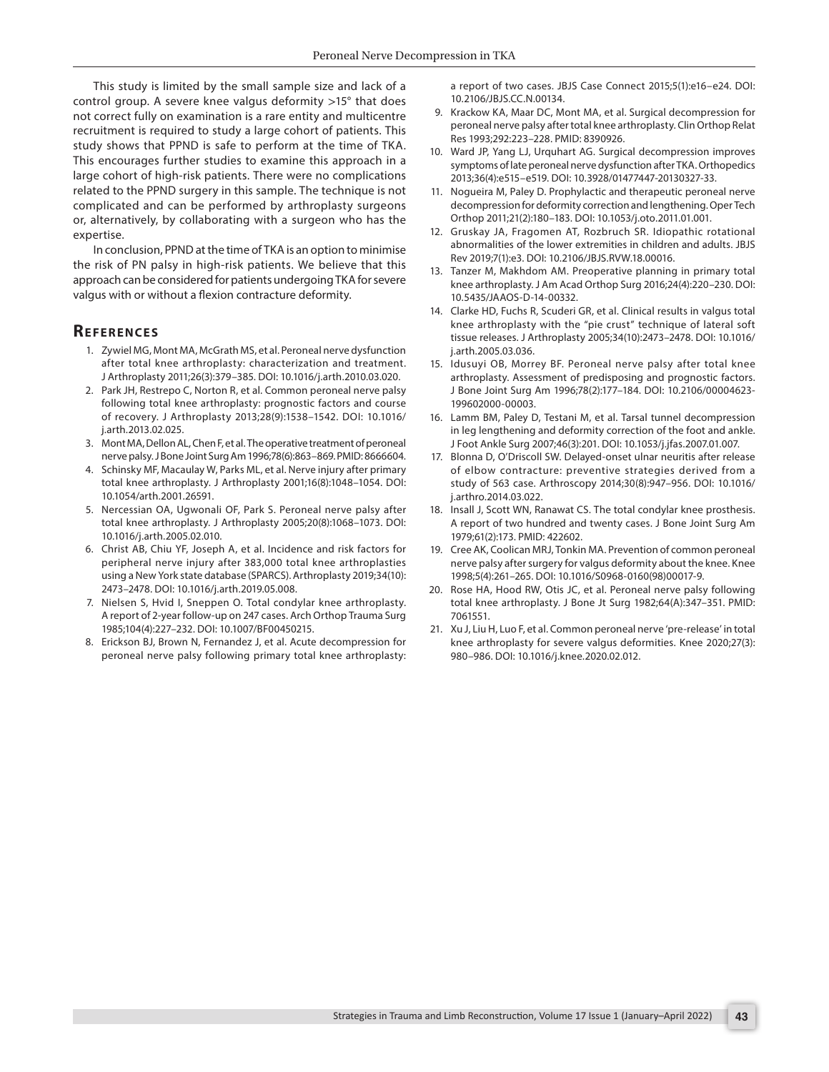This study is limited by the small sample size and lack of a control group. A severe knee valgus deformity >15° that does not correct fully on examination is a rare entity and multicentre recruitment is required to study a large cohort of patients. This study shows that PPND is safe to perform at the time of TKA. This encourages further studies to examine this approach in a large cohort of high-risk patients. There were no complications related to the PPND surgery in this sample. The technique is not complicated and can be performed by arthroplasty surgeons or, alternatively, by collaborating with a surgeon who has the expertise.

In conclusion, PPND at the time of TKA is an option to minimise the risk of PN palsy in high-risk patients. We believe that this approach can be considered for patients undergoing TKA for severe valgus with or without a flexion contracture deformity.

## References

1. Zywiel MG, Mont MA, McGrath MS, et al. Peroneal nerve dysfunction after total knee arthroplasty: characterization and treatment. J Arthroplasty 2011;26(3):379–385. DOI: 10.1016/j.arth.2010.03.020.
2. Park JH, Restrepo C, Norton R, et al. Common peroneal nerve palsy following total knee arthroplasty: prognostic factors and course of recovery. J Arthroplasty 2013;28(9):1538–1542. DOI: 10.1016/j.arth.2013.02.025.
3. Mont MA, Dellon AL, Chen F, et al. The operative treatment of peroneal nerve palsy. J Bone Joint Surg Am 1996;78(6):863–869. PMID: 8666604.
4. Schinsky MF, Macaulay W, Parks ML, et al. Nerve injury after primary total knee arthroplasty. J Arthroplasty 2001;16(8):1048–1054. DOI: 10.1054/arth.2001.26591.
5. Nercessian OA, Ugwonali OF, Park S. Peroneal nerve palsy after total knee arthroplasty. J Arthroplasty 2005;20(8):1068–1073. DOI: 10.1016/j.arth.2005.02.010.
6. Christ AB, Chiu YF, Joseph A, et al. Incidence and risk factors for peripheral nerve injury after 383,000 total knee arthroplasties using a New York state database (SPARCS). Arthroplasty 2019;34(10): 2473–2478. DOI: 10.1016/j.arth.2019.05.008.
7. Nielsen S, Hvid I, Sneppen O. Total condylar knee arthroplasty. A report of 2-year follow-up on 247 cases. Arch Orthop Trauma Surg 1985;104(4):227–232. DOI: 10.1007/BF00450215.
8. Erickson BJ, Brown N, Fernandez J, et al. Acute decompression for peroneal nerve palsy following primary total knee arthroplasty: a report of two cases. JBJS Case Connect 2015;5(1):e16–e24. DOI: 10.2106/JBJS.CC.N.00134.
9. Krackow KA, Maar DC, Mont MA, et al. Surgical decompression for peroneal nerve palsy after total knee arthroplasty. Clin Orthop Relat Res 1993;292:223–228. PMID: 8390926.
10. Ward JP, Yang LJ, Urquhart AG. Surgical decompression improves symptoms of late peroneal nerve dysfunction after TKA. Orthopedics 2013;36(4):e515–e519. DOI: 10.3928/01477447-20130327-33.
11. Nogueira M, Paley D. Prophylactic and therapeutic peroneal nerve decompression for deformity correction and lengthening. Oper Tech Orthop 2011;21(2):180–183. DOI: 10.1053/j.oto.2011.01.001.
12. Gruskay JA, Fragomen AT, Rozbruch SR. Idiopathic rotational abnormalities of the lower extremities in children and adults. JBJS Rev 2019;7(1):e3. DOI: 10.2106/JBJS.RVW.18.00016.
13. Tanzer M, Makhdom AM. Preoperative planning in primary total knee arthroplasty. J Am Acad Orthop Surg 2016;24(4):220–230. DOI: 10.5435/JAAOS-D-14-00332.
14. Clarke HD, Fuchs R, Scuderi GR, et al. Clinical results in valgus total knee arthroplasty with the "pie crust" technique of lateral soft tissue releases. J Arthroplasty 2005;34(10):2473–2478. DOI: 10.1016/j.arth.2005.03.036.
15. Idusuyi OB, Morrey BF. Peroneal nerve palsy after total knee arthroplasty. Assessment of predisposing and prognostic factors. J Bone Joint Surg Am 1996;78(2):177–184. DOI: 10.2106/00004623-199602000-00003.
16. Lamm BM, Paley D, Testani M, et al. Tarsal tunnel decompression in leg lengthening and deformity correction of the foot and ankle. J Foot Ankle Surg 2007;46(3):201. DOI: 10.1053/j.jfas.2007.01.007.
17. Blonna D, O'Driscoll SW. Delayed-onset ulnar neuritis after release of elbow contracture: preventive strategies derived from a study of 563 case. Arthroscopy 2014;30(8):947–956. DOI: 10.1016/j.arthro.2014.03.022.
18. Insall J, Scott WN, Ranawat CS. The total condylar knee prosthesis. A report of two hundred and twenty cases. J Bone Joint Surg Am 1979;61(2):173. PMID: 422602.
19. Cree AK, Coolican MRJ, Tonkin MA. Prevention of common peroneal nerve palsy after surgery for valgus deformity about the knee. Knee 1998;5(4):261–265. DOI: 10.1016/S0968-0160(98)00017-9.
20. Rose HA, Hood RW, Otis JC, et al. Peroneal nerve palsy following total knee arthroplasty. J Bone Jt Surg 1982;64(A):347–351. PMID: 7061551.
21. Xu J, Liu H, Luo F, et al. Common peroneal nerve 'pre-release' in total knee arthroplasty for severe valgus deformities. Knee 2020;27(3): 980–986. DOI: 10.1016/j.knee.2020.02.012.